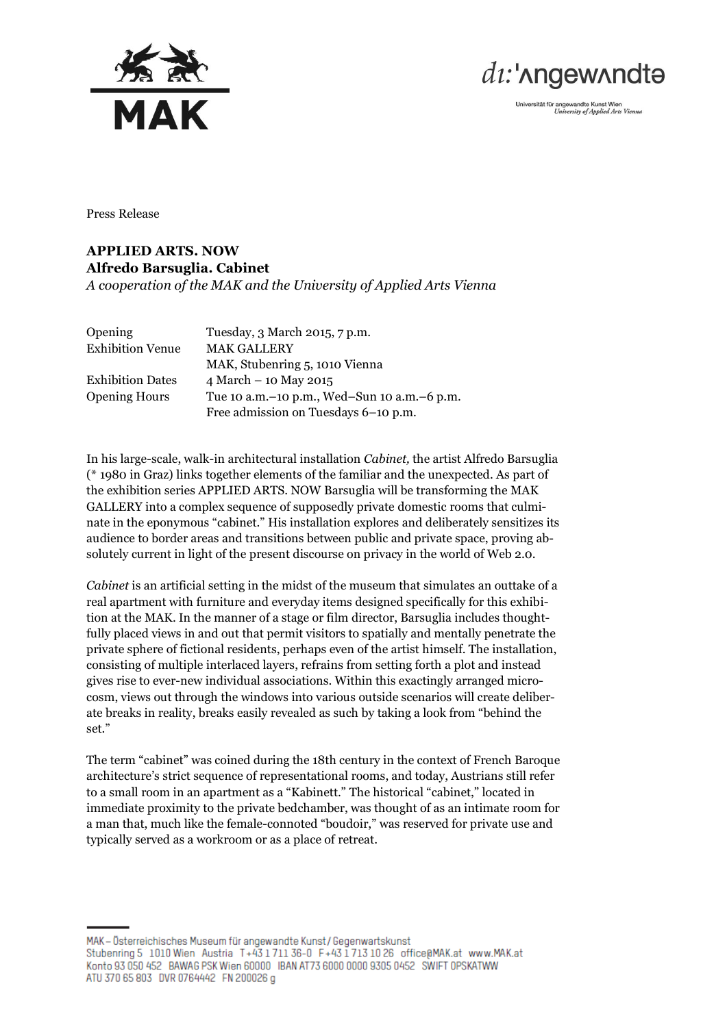Press Release

## APPLIED ARTS. NOW
## Alfredo Barsuglia. Cabinet

*A cooperation of the MAK and the University of Applied Arts Vienna*

| | |
|---|---|
| Opening | Tuesday, 3 March 2015, 7 p.m. |
| Exhibition Venue | MAK GALLERY<br>MAK, Stubenring 5, 1010 Vienna |
| Exhibition Dates | 4 March – 10 May 2015 |
| Opening Hours | Tue 10 a.m.–10 p.m., Wed–Sun 10 a.m.–6 p.m.<br>Free admission on Tuesdays 6–10 p.m. |

In his large-scale, walk-in architectural installation *Cabinet,* the artist Alfredo Barsuglia (* 1980 in Graz) links together elements of the familiar and the unexpected. As part of the exhibition series APPLIED ARTS. NOW Barsuglia will be transforming the MAK GALLERY into a complex sequence of supposedly private domestic rooms that culminate in the eponymous "cabinet." His installation explores and deliberately sensitizes its audience to border areas and transitions between public and private space, proving absolutely current in light of the present discourse on privacy in the world of Web 2.0.

*Cabinet* is an artificial setting in the midst of the museum that simulates an outtake of a real apartment with furniture and everyday items designed specifically for this exhibition at the MAK. In the manner of a stage or film director, Barsuglia includes thoughtfully placed views in and out that permit visitors to spatially and mentally penetrate the private sphere of fictional residents, perhaps even of the artist himself. The installation, consisting of multiple interlaced layers, refrains from setting forth a plot and instead gives rise to ever-new individual associations. Within this exactingly arranged microcosm, views out through the windows into various outside scenarios will create deliberate breaks in reality, breaks easily revealed as such by taking a look from "behind the set."

The term "cabinet" was coined during the 18th century in the context of French Baroque architecture's strict sequence of representational rooms, and today, Austrians still refer to a small room in an apartment as a "Kabinett." The historical "cabinet," located in immediate proximity to the private bedchamber, was thought of as an intimate room for a man that, much like the female-connoted "boudoir," was reserved for private use and typically served as a workroom or as a place of retreat.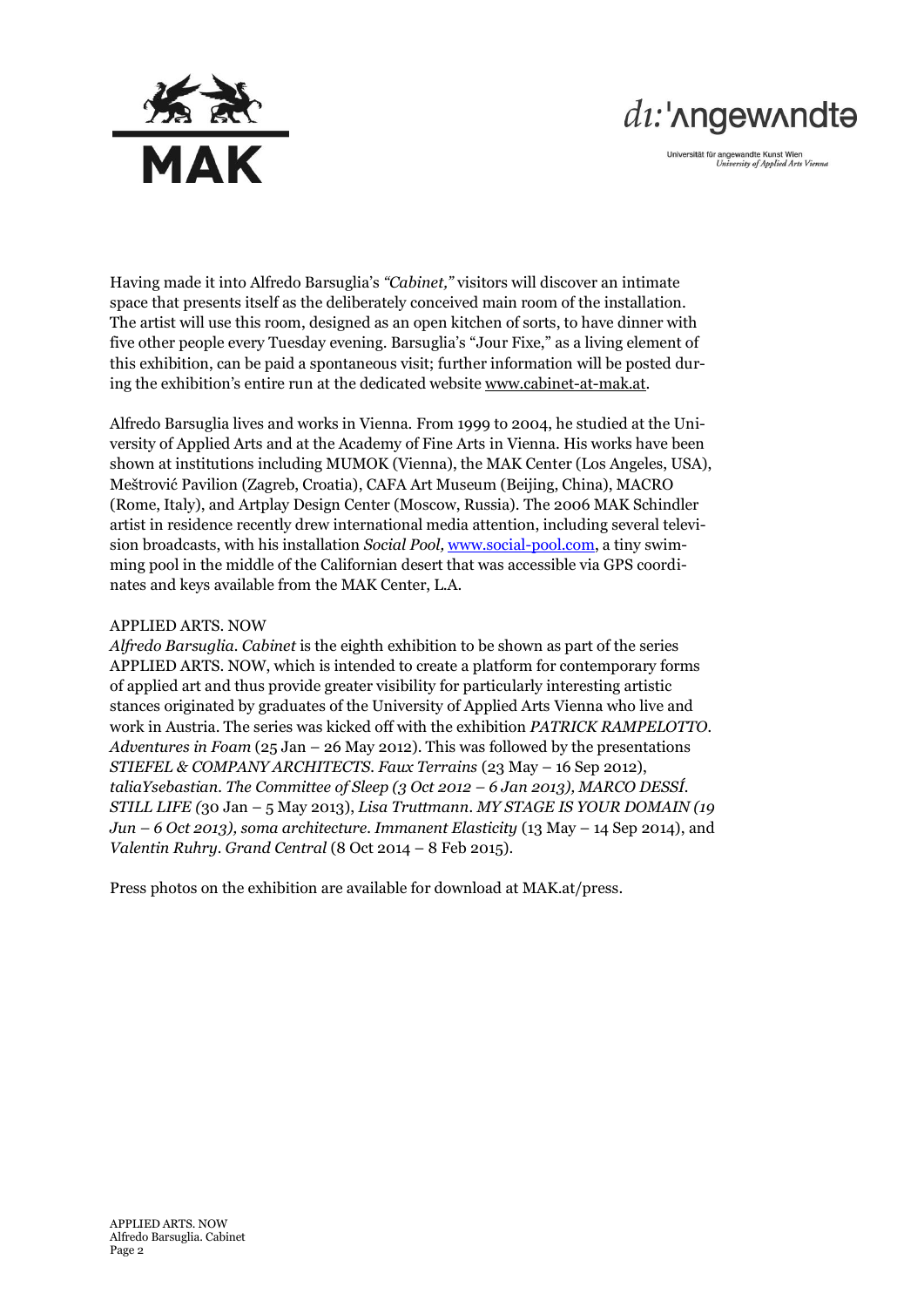Having made it into Alfredo Barsuglia's *"Cabinet,"* visitors will discover an intimate space that presents itself as the deliberately conceived main room of the installation. The artist will use this room, designed as an open kitchen of sorts, to have dinner with five other people every Tuesday evening. Barsuglia's "Jour Fixe," as a living element of this exhibition, can be paid a spontaneous visit; further information will be posted during the exhibition's entire run at the dedicated website www.cabinet-at-mak.at.

Alfredo Barsuglia lives and works in Vienna. From 1999 to 2004, he studied at the University of Applied Arts and at the Academy of Fine Arts in Vienna. His works have been shown at institutions including MUMOK (Vienna), the MAK Center (Los Angeles, USA), Meštrović Pavilion (Zagreb, Croatia), CAFA Art Museum (Beijing, China), MACRO (Rome, Italy), and Artplay Design Center (Moscow, Russia). The 2006 MAK Schindler artist in residence recently drew international media attention, including several television broadcasts, with his installation *Social Pool*, www.social-pool.com, a tiny swimming pool in the middle of the Californian desert that was accessible via GPS coordinates and keys available from the MAK Center, L.A.

APPLIED ARTS. NOW

*Alfredo Barsuglia. Cabinet* is the eighth exhibition to be shown as part of the series APPLIED ARTS. NOW, which is intended to create a platform for contemporary forms of applied art and thus provide greater visibility for particularly interesting artistic stances originated by graduates of the University of Applied Arts Vienna who live and work in Austria. The series was kicked off with the exhibition *PATRICK RAMPELOTTO. Adventures in Foam* (25 Jan – 26 May 2012). This was followed by the presentations *STIEFEL & COMPANY ARCHITECTS. Faux Terrains* (23 May – 16 Sep 2012), *taliaYsebastian. The Committee of Sleep (3 Oct 2012 – 6 Jan 2013), MARCO DESSÍ. STILL LIFE (*30 Jan – 5 May 2013), *Lisa Truttmann. MY STAGE IS YOUR DOMAIN (19 Jun – 6 Oct 2013), soma architecture. Immanent Elasticity* (13 May – 14 Sep 2014), and *Valentin Ruhry. Grand Central* (8 Oct 2014 – 8 Feb 2015).

Press photos on the exhibition are available for download at MAK.at/press.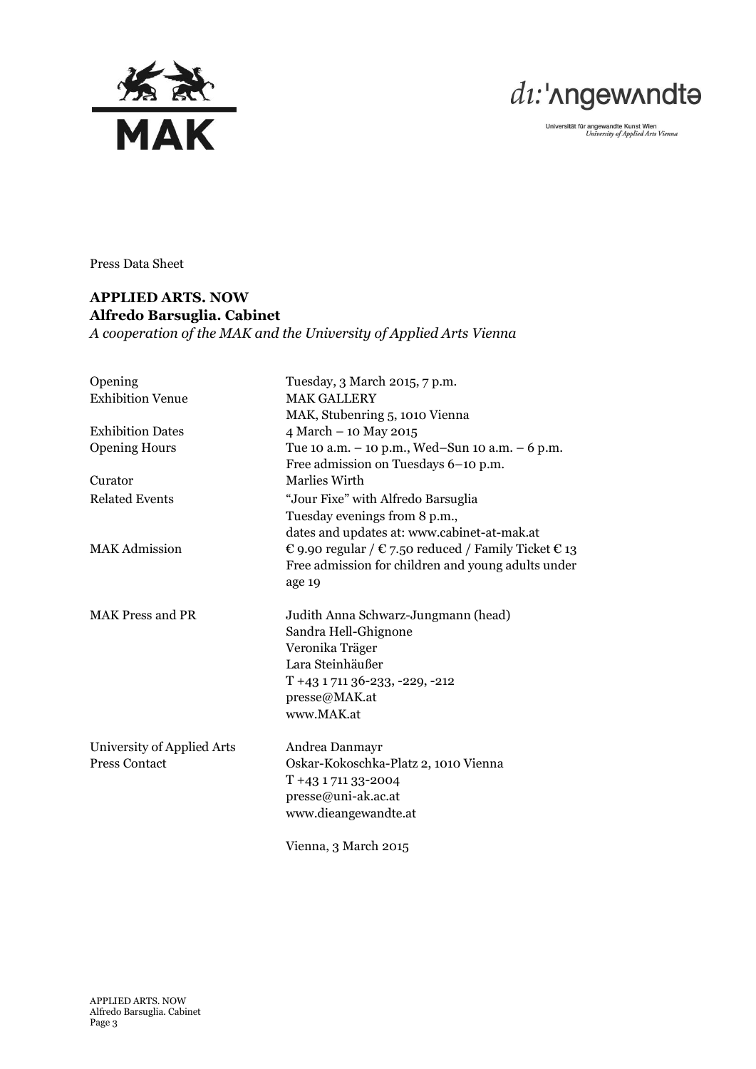Press Data Sheet

**APPLIED ARTS. NOW**
**Alfredo Barsuglia. Cabinet**
*A cooperation of the MAK and the University of Applied Arts Vienna*

| | |
|---|---|
| Opening | Tuesday, 3 March 2015, 7 p.m. |
| Exhibition Venue | MAK GALLERY<br>MAK, Stubenring 5, 1010 Vienna |
| Exhibition Dates | 4 March – 10 May 2015 |
| Opening Hours | Tue 10 a.m. – 10 p.m., Wed–Sun 10 a.m. – 6 p.m.<br>Free admission on Tuesdays 6–10 p.m. |
| Curator | Marlies Wirth |
| Related Events | "Jour Fixe" with Alfredo Barsuglia<br>Tuesday evenings from 8 p.m.,<br>dates and updates at: www.cabinet-at-mak.at |
| MAK Admission | € 9.90 regular / € 7.50 reduced / Family Ticket € 13<br>Free admission for children and young adults under age 19 |
| MAK Press and PR | Judith Anna Schwarz-Jungmann (head)<br>Sandra Hell-Ghignone<br>Veronika Träger<br>Lara Steinhäußer<br>T +43 1 711 36-233, -229, -212<br>presse@MAK.at<br>www.MAK.at |
| University of Applied Arts Press Contact | Andrea Danmayr<br>Oskar-Kokoschka-Platz 2, 1010 Vienna<br>T +43 1 711 33-2004<br>presse@uni-ak.ac.at<br>www.dieangewandte.at |

Vienna, 3 March 2015